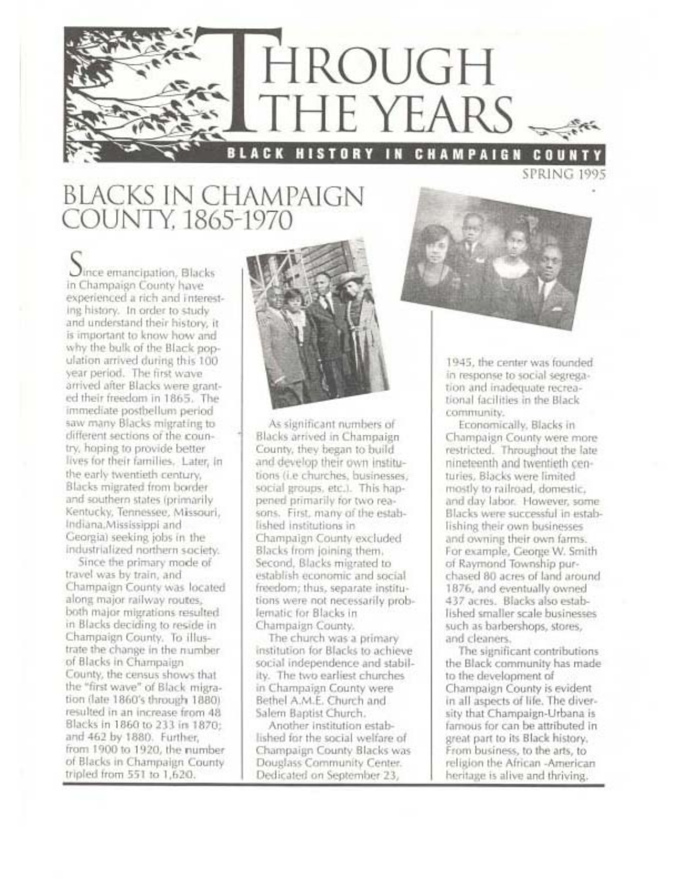# THROUGH THE YEARS

**BLACK HISTORY IN CHAMPAIGN COUNTY**

SPRING 1995

## BLACKS IN CHAMPAIGN COUNTY, 1865-1970

Since emancipation, Blacks in Champaign County have experienced a rich and interesting history. In order to study and understand their history, it is important to know how and why the bulk of the Black population arrived during this 100 year period. The first wave arrived after Blacks were granted their freedom in 1865. The immediate postbellum period saw many Blacks migrating to different sections of the country, hoping to provide better lives for their families. Later, in the early twentieth century, Blacks migrated from border and southern states (primarily Kentucky, Tennessee, Missouri, Indiana,Mississippi and Georgia) seeking jobs in the industrialized northern society.

Since the primary mode of travel was by train, and Champaign County was located along major railway routes, both major migrations resulted in Blacks deciding to reside in Champaign County. To illustrate the change in the number of Blacks in Champaign County, the census shows that the "first wave" of Black migration (late 1860's through 1880) resulted in an increase from 48 Blacks in 1860 to 233 in 1870; and 462 by 1880. Further, from 1900 to 1920, the number of Blacks in Champaign County tripled from 551 to 1,620.

As significant numbers of Blacks arrived in Champaign County, they began to build and develop their own institutions (i.e churches, businesses, social groups, etc.). This happened primarily for two reasons. First, many of the established institutions in Champaign County excluded Blacks from joining them. Second, Blacks migrated to establish economic and social freedom; thus, separate institutions were not necessarily problematic for Blacks in Champaign County.

The church was a primary institution for Blacks to achieve social independence and stability. The two earliest churches in Champaign County were Bethel A.M.E. Church and Salem Baptist Church.

Another institution established for the social welfare of Champaign County Blacks was Douglass Community Center. Dedicated on September 23, 1945, the center was founded in response to social segregation and inadequate recreational facilities in the Black community.

Economically, Blacks in Champaign County were more restricted. Throughout the late nineteenth and twentieth centuries, Blacks were limited mostly to railroad, domestic, and day labor. However, some Blacks were successful in establishing their own businesses and owning their own farms. For example, George W. Smith of Raymond Township purchased 80 acres of land around 1876, and eventually owned 437 acres. Blacks also established smaller scale businesses such as barbershops, stores, and cleaners.

The significant contributions the Black community has made to the development of Champaign County is evident in all aspects of life. The diversity that Champaign-Urbana is famous for can be attributed in great part to its Black history. From business, to the arts, to religion the African -American heritage is alive and thriving.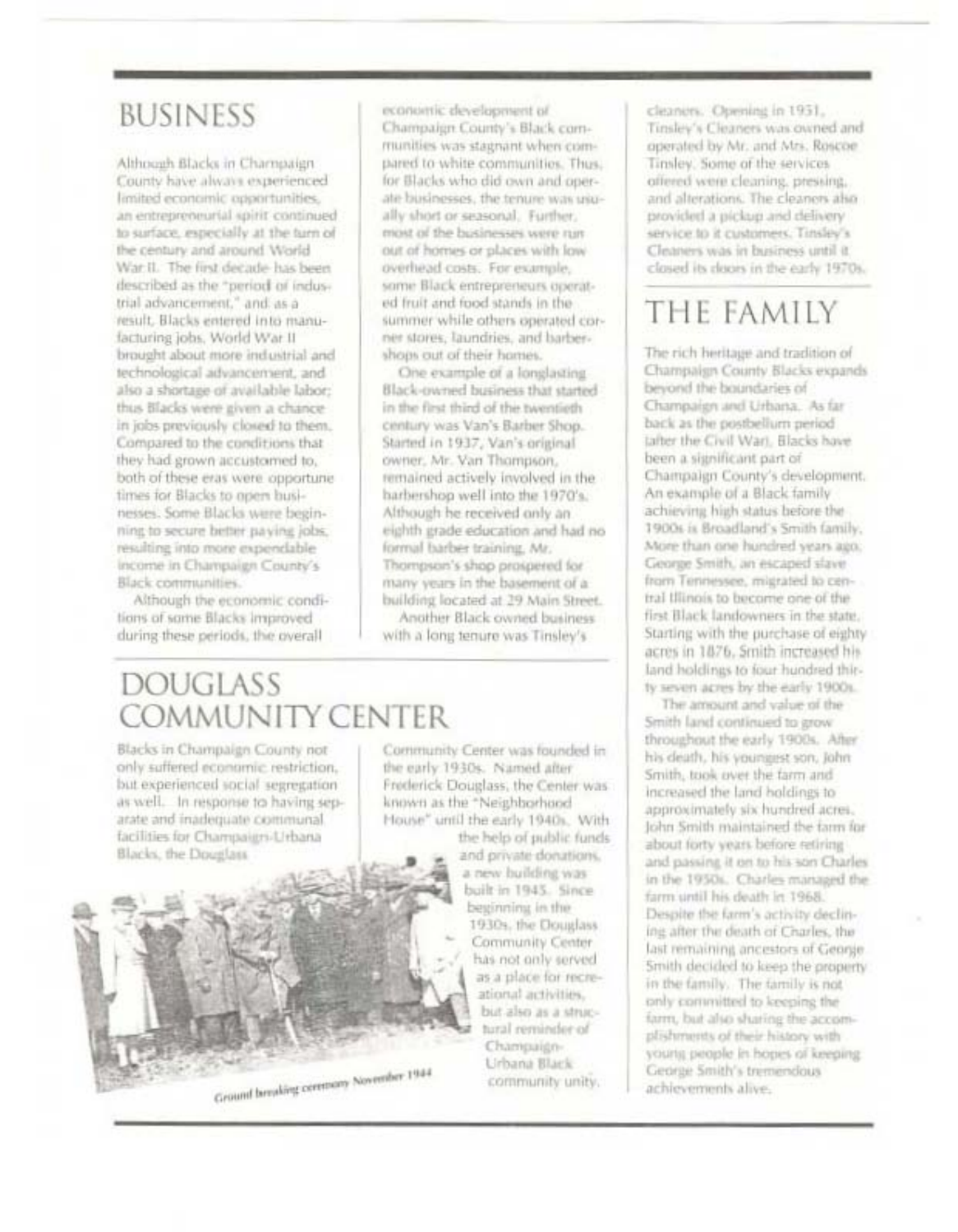## BUSINESS

Although Blacks in Champaign County have always experienced limited economic opportunities, an entrepreneurial spirit continued to surface, especially at the turn of the century and around World War II. The first decade has been described as the "period of industrial advancement," and as a result, Blacks entered into manufacturing jobs. World War II brought about more industrial and technological advancement, and also a shortage of available labor; thus Blacks were given a chance in jobs previously closed to them. Compared to the conditions that they had grown accustomed to, both of these eras were opportune times for Blacks to open businesses. Some Blacks were beginning to secure better paying jobs, resulting into more expendable income in Champaign County's Black communities.

Although the economic conditions of some Blacks improved during these periods, the overall economic development of Champaign County's Black communities was stagnant when compared to white communities. Thus, for Blacks who did own and operate businesses, the tenure was usually short or seasonal. Further, most of the businesses were run out of homes or places with low overhead costs. For example, some Black entrepreneurs operated fruit and food stands in the summer while others operated corner stores, laundries, and barbershops out of their homes.

One example of a longlasting Black-owned business that started in the first third of the twentieth century was Van's Barber Shop. Started in 1937, Van's original owner, Mr. Van Thompson, remained actively involved in the barbershop well into the 1970's. Although he received only an eighth grade education and had no formal barber training, Mr. Thompson's shop prospered for many years in the basement of a building located at 29 Main Street.

Another Black owned business with a long tenure was Tinsley's cleaners. Opening in 1951, Tinsley's Cleaners was owned and operated by Mr. and Mrs. Roscoe Tinsley. Some of the services offered were cleaning, pressing, and alterations. The cleaners also provided a pickup and delivery service to it customers. Tinsley's Cleaners was in business until it closed its doors in the early 1970s.

## THE FAMILY

The rich heritage and tradition of Champaign County Blacks expands beyond the boundaries of Champaign and Urbana. As far back as the postbellum period (after the Civil War), Blacks have been a significant part of Champaign County's development. An example of a Black family achieving high status before the 1900s is Broadland's Smith family. More than one hundred years ago, George Smith, an escaped slave from Tennessee, migrated to central Illinois to become one of the first Black landowners in the state. Starting with the purchase of eighty acres in 1876, Smith increased his land holdings to four hundred thirty seven acres by the early 1900s.

The amount and value of the Smith land continued to grow throughout the early 1900s. After his death, his youngest son, John Smith, took over the farm and increased the land holdings to approximately six hundred acres. John Smith maintained the farm for about forty years before retiring and passing it on to his son Charles in the 1950s. Charles managed the farm until his death in 1968. Despite the farm's activity declining after the death of Charles, the last remaining ancestors of George Smith decided to keep the property in the family. The family is not only committed to keeping the farm, but also sharing the accomplishments of their history with young people in hopes of keeping George Smith's tremendous achievements alive.

## DOUGLASS COMMUNITY CENTER

Blacks in Champaign County not only suffered economic restriction, but experienced social segregation as well. In response to having separate and inadequate communal facilities for Champaign-Urbana Blacks, the Douglass Community Center was founded in the early 1930s. Named after Frederick Douglass, the Center was known as the "Neighborhood House" until the early 1940s. With the help of public funds and private donations, a new building was built in 1945. Since beginning in the 1930s, the Douglass Community Center has not only served as a place for recreational activities, but also as a structural reminder of Champaign-Urbana Black community unity.

Ground breaking ceremony November 1944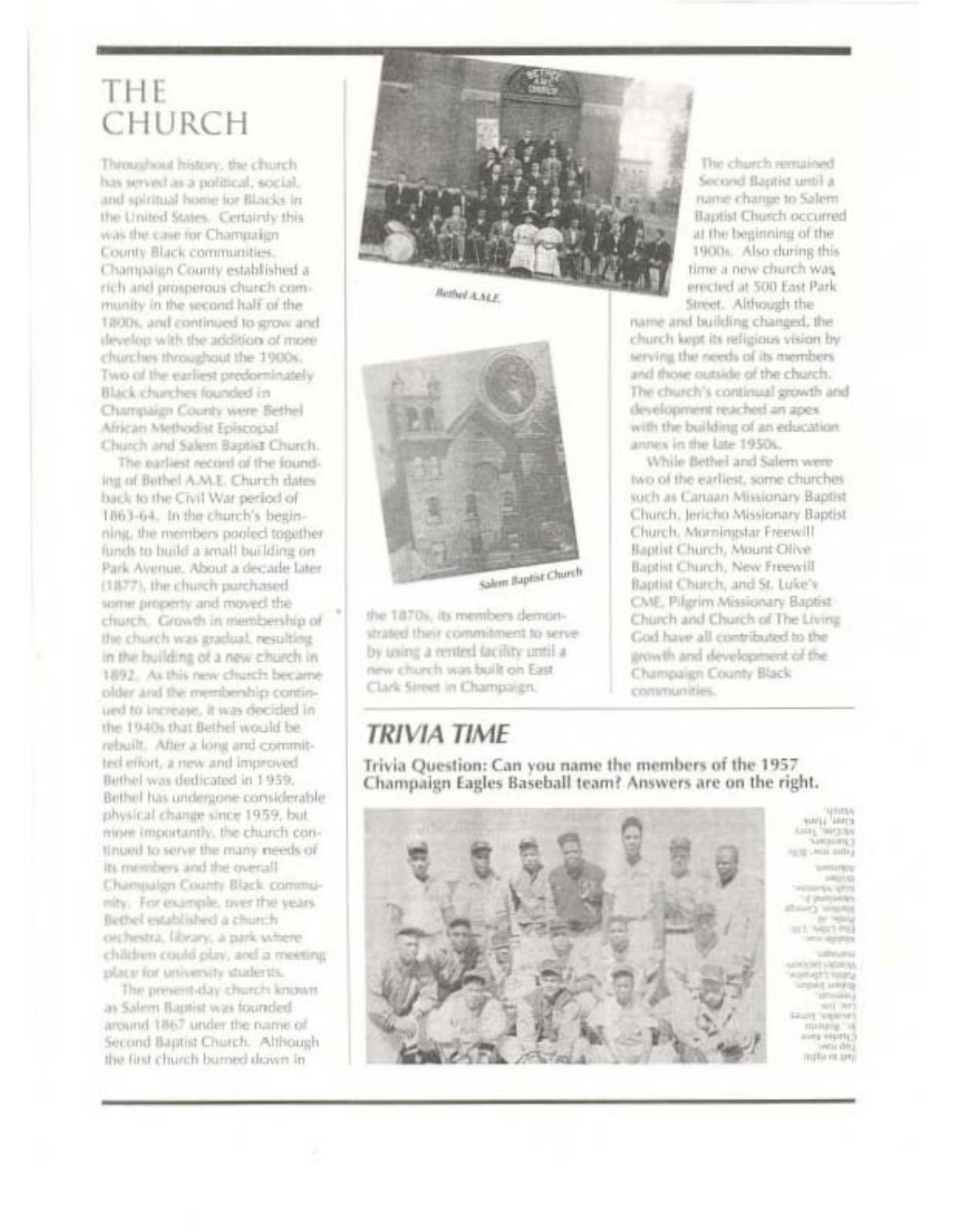# THE CHURCH

Throughout history, the church has served as a political, social, and spiritual home for Blacks in the United States. Certainly this was the case for Champaign County Black communities. Champaign County established a rich and prosperous church community in the second half of the 1800s, and continued to grow and develop with the addition of more churches throughout the 1900s. Two of the earliest predominately Black churches founded in Champaign County were Bethel African Methodist Episcopal Church and Salem Baptist Church.

The earliest record of the founding of Bethel A.M.E. Church dates back to the Civil War period of 1863-64. In the church's beginning, the members pooled together funds to build a small building on Park Avenue. About a decade later (1877), the church purchased some property and moved the church. Growth in membership of the church was gradual, resulting in the building of a new church in 1892. As this new church became older and the membership continued to increase, it was decided in the 1940s that Bethel would be rebuilt. After a long and committed effort, a new and improved Bethel was dedicated in 1959. Bethel has undergone considerable physical change since 1959, but more importantly, the church continued to serve the many needs of its members and the overall Champaign County Black community. For example, over the years Bethel established a church orchestra, library, a park where children could play, and a meeting place for university students.

The present-day church known as Salem Baptist was founded around 1867 under the name of Second Baptist Church. Although the first church burned down in the 1870s, its members demonstrated their commitment to serve by using a rented facility until a new church was built on East Clark Street in Champaign.

Bethel A.M.E.

Salem Baptist Church

The church remained Second Baptist until a name change to Salem Baptist Church occurred at the beginning of the 1900s. Also during this time a new church was erected at 500 East Park Street. Although the name and building changed, the church kept its religious vision by serving the needs of its members and those outside of the church. The church's continual growth and development reached an apex with the building of an education annex in the late 1950s.

While Bethel and Salem were two of the earliest, some churches such as Canaan Missionary Baptist Church, Jericho Missionary Baptist Church, Morningstar Freewill Baptist Church, Mount Olive Baptist Church, New Freewill Baptist Church, and St. Luke's CME, Pilgrim Missionary Baptist Church and Church of The Living God have all contributed to the growth and development of the Champaign County Black communities.

## TRIVIA TIME

**Trivia Question: Can you name the members of the 1957 Champaign Eagles Baseball team? Answers are on the right.**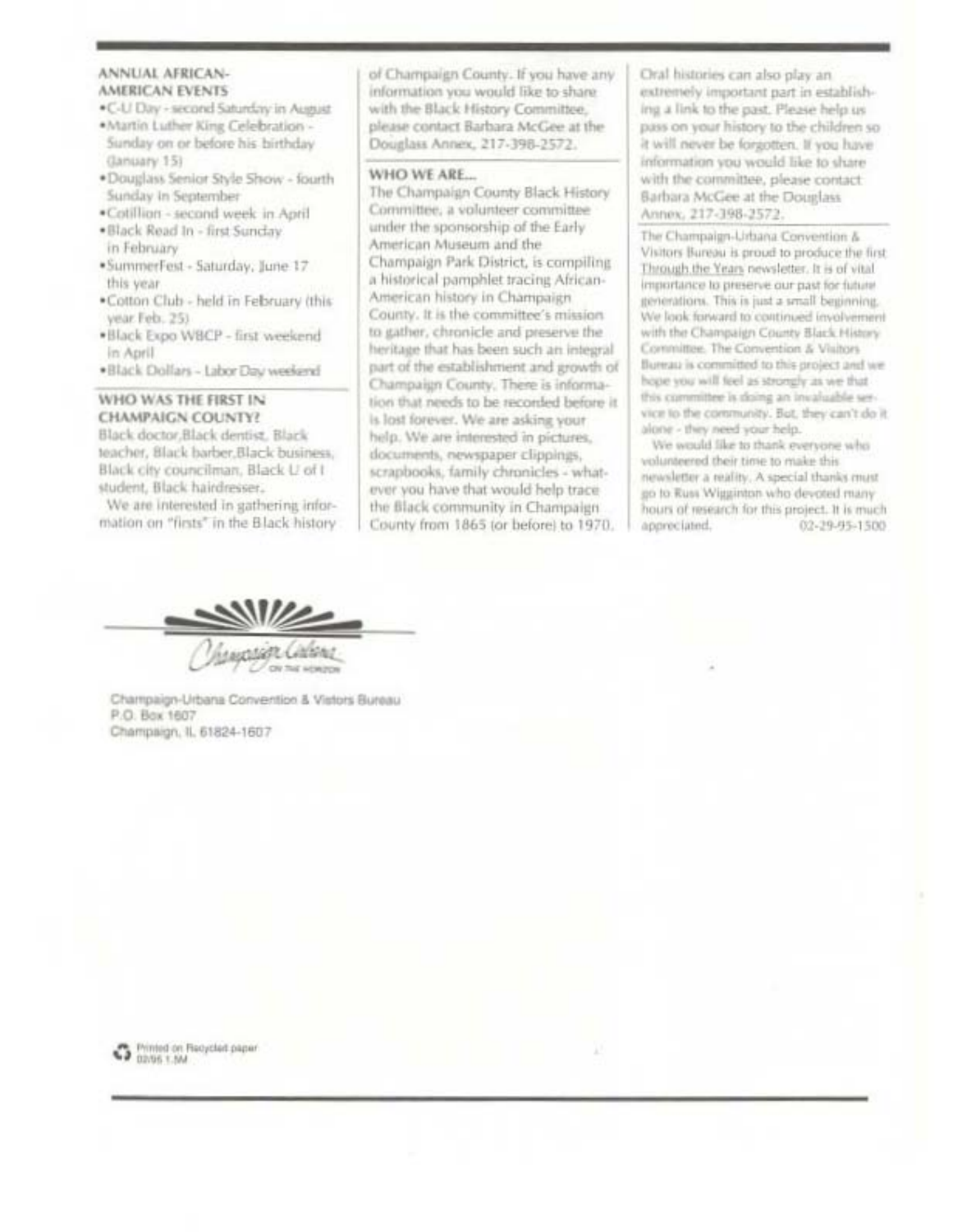## ANNUAL AFRICAN-AMERICAN EVENTS

- C-U Day - second Saturday in August
- Martin Luther King Celebration - Sunday on or before his birthday (January 15)
- Douglass Senior Style Show - fourth Sunday in September
- Cotillion - second week in April
- Black Read In - first Sunday in February
- SummerFest - Saturday, June 17 this year
- Cotton Club - held in February (this year Feb. 25)
- Black Expo WBCP - first weekend in April
- Black Dollars - Labor Day weekend

## WHO WAS THE FIRST IN CHAMPAIGN COUNTY?

Black doctor, Black dentist, Black teacher, Black barber, Black business, Black city councilman, Black U of I student, Black hairdresser.

We are interested in gathering information on "firsts" in the Black history of Champaign County. If you have any information you would like to share with the Black History Committee, please contact Barbara McGee at the Douglass Annex, 217-398-2572.

## WHO WE ARE...

The Champaign County Black History Committee, a volunteer committee under the sponsorship of the Early American Museum and the Champaign Park District, is compiling a historical pamphlet tracing African-American history in Champaign County. It is the committee's mission to gather, chronicle and preserve the heritage that has been such an integral part of the establishment and growth of Champaign County. There is information that needs to be recorded before it is lost forever. We are asking your help. We are interested in pictures, documents, newspaper clippings, scrapbooks, family chronicles - whatever you have that would help trace the Black community in Champaign County from 1865 (or before) to 1970.

Oral histories can also play an extremely important part in establishing a link to the past. Please help us pass on your history to the children so it will never be forgotten. If you have information you would like to share with the committee, please contact Barbara McGee at the Douglass Annex, 217-398-2572.

The Champaign-Urbana Convention & Visitors Bureau is proud to produce the first Through the Years newsletter. It is of vital importance to preserve our past for future generations. This is just a small beginning. We look forward to continued involvement with the Champaign County Black History Committee. The Convention & Visitors Bureau is committed to this project and we hope you will feel as strongly as we that this committee is doing an invaluable service to the community. But, they can't do it alone - they need your help.

We would like to thank everyone who volunteered their time to make this newsletter a reality. A special thanks must go to Russ Wigginton who devoted many hours of research for this project. It is much appreciated.

02-29-95-1500

Champaign-Urbana ON THE HORIZON

Champaign-Urbana Convention & Vistors Bureau
P.O. Box 1607
Champaign, IL 61824-1607

Printed on Recycled paper
02/95 1.5M